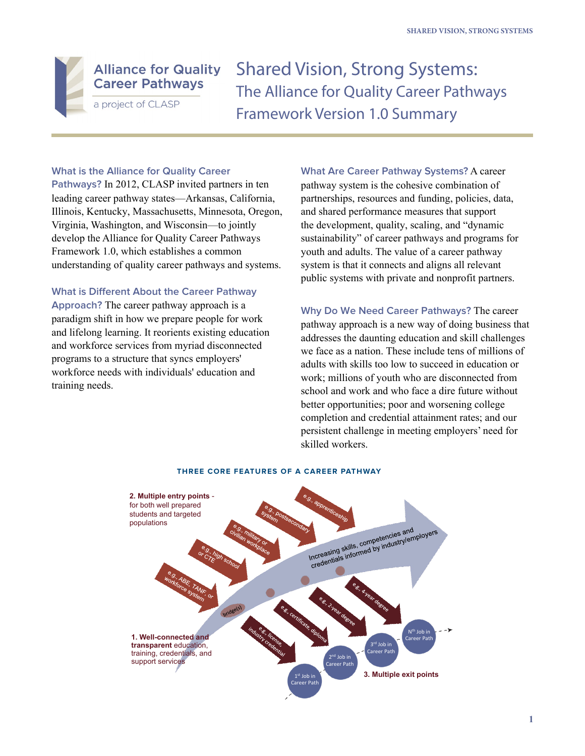# Shared Vision, Strong Systems: The Alliance for Quality Career Pathways Framework Version 1.0 Summary

Alliance for Quality Career Pathways
a project of CLASP

**What is the Alliance for Quality Career Pathways?** In 2012, CLASP invited partners in ten leading career pathway states—Arkansas, California, Illinois, Kentucky, Massachusetts, Minnesota, Oregon, Virginia, Washington, and Wisconsin—to jointly develop the Alliance for Quality Career Pathways Framework 1.0, which establishes a common understanding of quality career pathways and systems.

**What is Different About the Career Pathway Approach?** The career pathway approach is a paradigm shift in how we prepare people for work and lifelong learning. It reorients existing education and workforce services from myriad disconnected programs to a structure that syncs employers' workforce needs with individuals' education and training needs.

**What Are Career Pathway Systems?** A career pathway system is the cohesive combination of partnerships, resources and funding, policies, data, and shared performance measures that support the development, quality, scaling, and "dynamic sustainability" of career pathways and programs for youth and adults. The value of a career pathway system is that it connects and aligns all relevant public systems with private and nonprofit partners.

**Why Do We Need Career Pathways?** The career pathway approach is a new way of doing business that addresses the daunting education and skill challenges we face as a nation. These include tens of millions of adults with skills too low to succeed in education or work; millions of youth who are disconnected from school and work and who face a dire future without better opportunities; poor and worsening college completion and credential attainment rates; and our persistent challenge in meeting employers' need for skilled workers.

**THREE CORE FEATURES OF A CAREER PATHWAY**

**2. Multiple entry points** - for both well prepared students and targeted populations
- e.g., ABE, TANF, or workforce system
- e.g., high school or CTE
- e.g., military or civilian workplace
- e.g., postsecondary system
- e.g., apprenticeship

Increasing skills, competencies and credentials informed by industry/employers

bridge(s)

**1. Well-connected and transparent** education, training, credentials, and support services
- e.g., license, industry credential
- e.g., certificate, diploma
- e.g., 2-year degree
- e.g., 4-year degree

**3. Multiple exit points**
- 1st Job in Career Path
- 2nd Job in Career Path
- 3rd Job in Career Path
- Nth Job in Career Path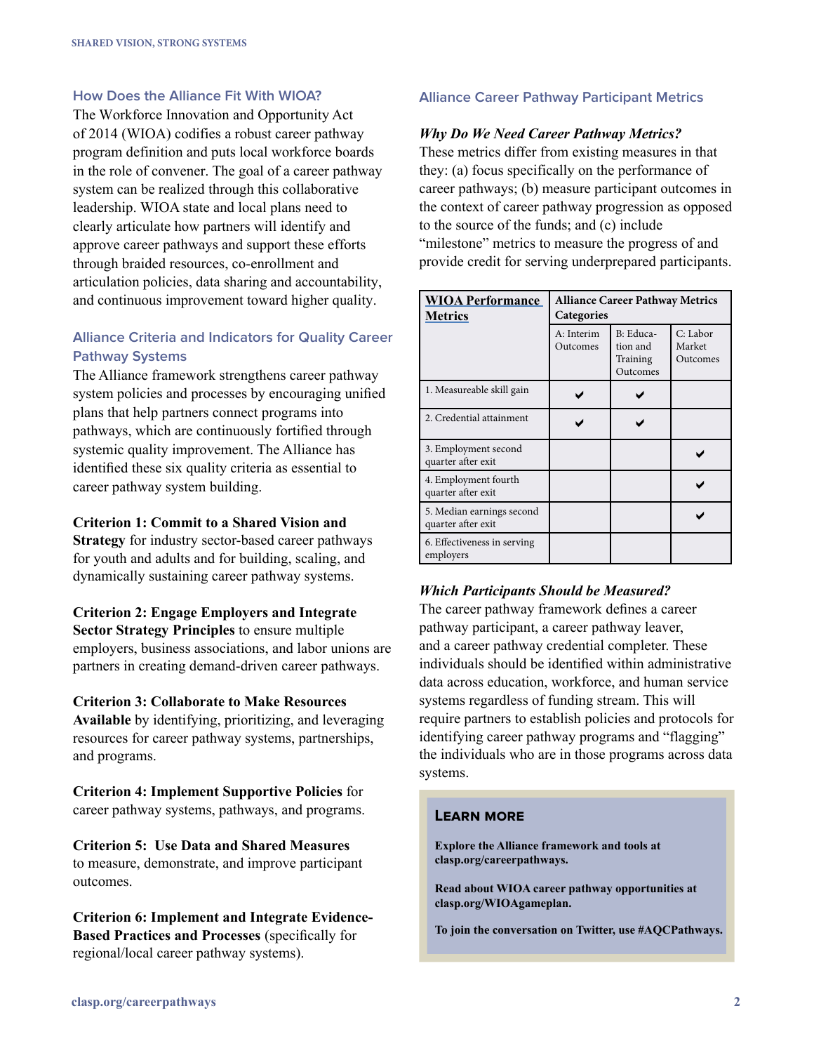## How Does the Alliance Fit With WIOA?

The Workforce Innovation and Opportunity Act of 2014 (WIOA) codifies a robust career pathway program definition and puts local workforce boards in the role of convener. The goal of a career pathway system can be realized through this collaborative leadership. WIOA state and local plans need to clearly articulate how partners will identify and approve career pathways and support these efforts through braided resources, co-enrollment and articulation policies, data sharing and accountability, and continuous improvement toward higher quality.

## Alliance Criteria and Indicators for Quality Career Pathway Systems

The Alliance framework strengthens career pathway system policies and processes by encouraging unified plans that help partners connect programs into pathways, which are continuously fortified through systemic quality improvement. The Alliance has identified these six quality criteria as essential to career pathway system building.

**Criterion 1: Commit to a Shared Vision and Strategy** for industry sector-based career pathways for youth and adults and for building, scaling, and dynamically sustaining career pathway systems.

**Criterion 2: Engage Employers and Integrate Sector Strategy Principles** to ensure multiple employers, business associations, and labor unions are partners in creating demand-driven career pathways.

**Criterion 3: Collaborate to Make Resources Available** by identifying, prioritizing, and leveraging resources for career pathway systems, partnerships, and programs.

**Criterion 4: Implement Supportive Policies** for career pathway systems, pathways, and programs.

**Criterion 5: Use Data and Shared Measures** to measure, demonstrate, and improve participant outcomes.

**Criterion 6: Implement and Integrate Evidence-Based Practices and Processes** (specifically for regional/local career pathway systems).

## Alliance Career Pathway Participant Metrics

### *Why Do We Need Career Pathway Metrics?*

These metrics differ from existing measures in that they: (a) focus specifically on the performance of career pathways; (b) measure participant outcomes in the context of career pathway progression as opposed to the source of the funds; and (c) include "milestone" metrics to measure the progress of and provide credit for serving underprepared participants.

| WIOA Performance Metrics | Alliance Career Pathway Metrics Categories | | |
|---|---|---|---|
| | A: Interim Outcomes | B: Education and Training Outcomes | C: Labor Market Outcomes |
| 1. Measureable skill gain | ✔ | ✔ | |
| 2. Credential attainment | ✔ | ✔ | |
| 3. Employment second quarter after exit | | | ✔ |
| 4. Employment fourth quarter after exit | | | ✔ |
| 5. Median earnings second quarter after exit | | | ✔ |
| 6. Effectiveness in serving employers | | | |

### *Which Participants Should be Measured?*

The career pathway framework defines a career pathway participant, a career pathway leaver, and a career pathway credential completer. These individuals should be identified within administrative data across education, workforce, and human service systems regardless of funding stream. This will require partners to establish policies and protocols for identifying career pathway programs and "flagging" the individuals who are in those programs across data systems.

### Learn More

**Explore the Alliance framework and tools at clasp.org/careerpathways.**

**Read about WIOA career pathway opportunities at clasp.org/WIOAgameplan.**

**To join the conversation on Twitter, use #AQCPathways.**